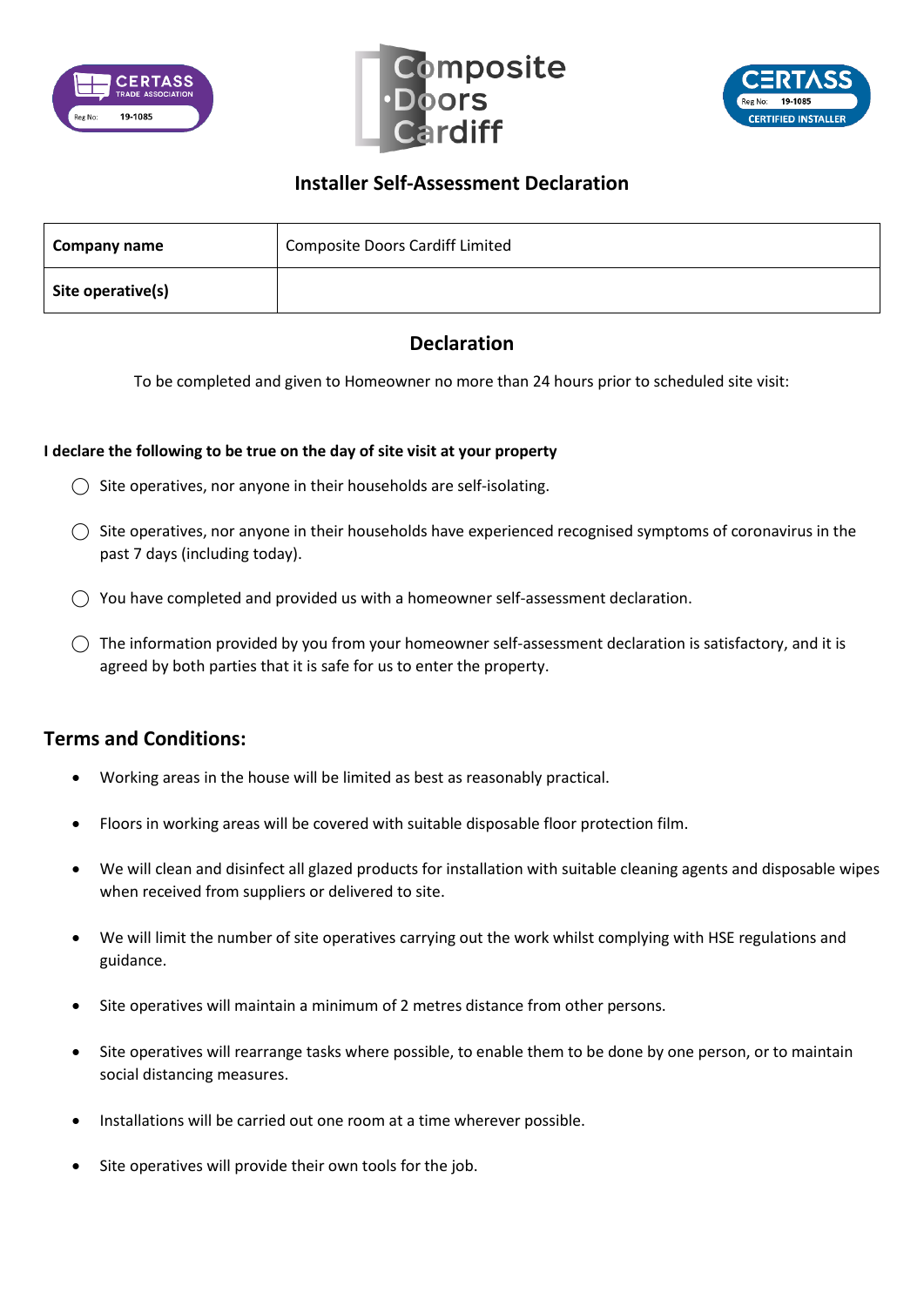# Installer Self-Assessment Declaration

| **Company name** | Composite Doors Cardiff Limited |
| --- | --- |
| **Site operative(s)** | |

## Declaration

To be completed and given to Homeowner no more than 24 hours prior to scheduled site visit:

**I declare the following to be true on the day of site visit at your property**

- ◯ Site operatives, nor anyone in their households are self-isolating.
- ◯ Site operatives, nor anyone in their households have experienced recognised symptoms of coronavirus in the past 7 days (including today).
- ◯ You have completed and provided us with a homeowner self-assessment declaration.
- ◯ The information provided by you from your homeowner self-assessment declaration is satisfactory, and it is agreed by both parties that it is safe for us to enter the property.

## Terms and Conditions:

- Working areas in the house will be limited as best as reasonably practical.
- Floors in working areas will be covered with suitable disposable floor protection film.
- We will clean and disinfect all glazed products for installation with suitable cleaning agents and disposable wipes when received from suppliers or delivered to site.
- We will limit the number of site operatives carrying out the work whilst complying with HSE regulations and guidance.
- Site operatives will maintain a minimum of 2 metres distance from other persons.
- Site operatives will rearrange tasks where possible, to enable them to be done by one person, or to maintain social distancing measures.
- Installations will be carried out one room at a time wherever possible.
- Site operatives will provide their own tools for the job.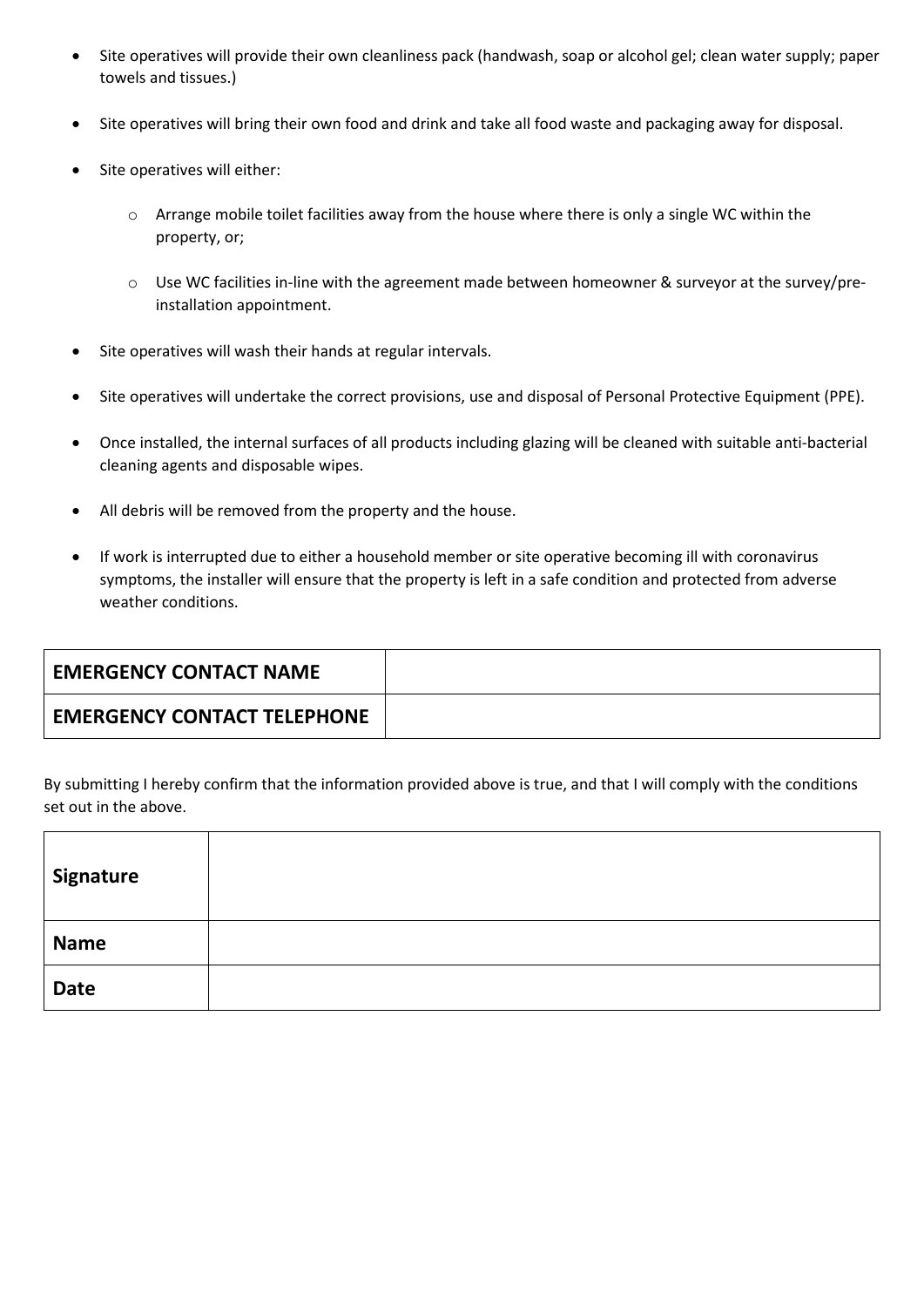- Site operatives will provide their own cleanliness pack (handwash, soap or alcohol gel; clean water supply; paper towels and tissues.)
- Site operatives will bring their own food and drink and take all food waste and packaging away for disposal.
- Site operatives will either:
  - Arrange mobile toilet facilities away from the house where there is only a single WC within the property, or;
  - Use WC facilities in-line with the agreement made between homeowner & surveyor at the survey/pre-installation appointment.
- Site operatives will wash their hands at regular intervals.
- Site operatives will undertake the correct provisions, use and disposal of Personal Protective Equipment (PPE).
- Once installed, the internal surfaces of all products including glazing will be cleaned with suitable anti-bacterial cleaning agents and disposable wipes.
- All debris will be removed from the property and the house.
- If work is interrupted due to either a household member or site operative becoming ill with coronavirus symptoms, the installer will ensure that the property is left in a safe condition and protected from adverse weather conditions.

| | |
|---|---|
| **EMERGENCY CONTACT NAME** | |
| **EMERGENCY CONTACT TELEPHONE** | |

By submitting I hereby confirm that the information provided above is true, and that I will comply with the conditions set out in the above.

| | |
|---|---|
| **Signature** | |
| **Name** | |
| **Date** | |